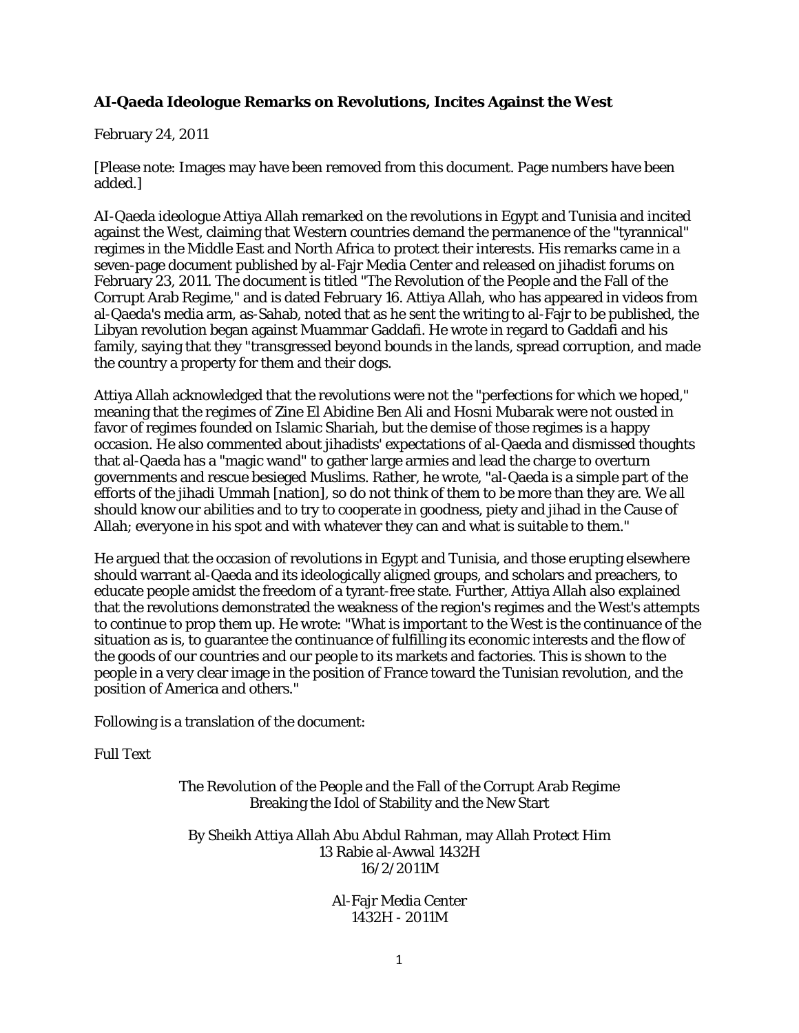**Al-Qaeda Ideologue Remarks on Revolutions, Incites Against the West**

February 24, 2011

[Please note: Images may have been removed from this document. Page numbers have been added.]

Al-Qaeda ideologue Attiya Allah remarked on the revolutions in Egypt and Tunisia and incited against the West, claiming that Western countries demand the permanence of the "tyrannical" regimes in the Middle East and North Africa to protect their interests. His remarks came in a seven-page document published by al-Fajr Media Center and released on jihadist forums on February 23, 2011. The document is titled "The Revolution of the People and the Fall of the Corrupt Arab Regime," and is dated February 16. Attiya Allah, who has appeared in videos from al-Qaeda's media arm, as-Sahab, noted that as he sent the writing to al-Fajr to be published, the Libyan revolution began against Muammar Gaddafi. He wrote in regard to Gaddafi and his family, saying that they "transgressed beyond bounds in the lands, spread corruption, and made the country a property for them and their dogs.

Attiya Allah acknowledged that the revolutions were not the "perfections for which we hoped," meaning that the regimes of Zine El Abidine Ben Ali and Hosni Mubarak were not ousted in favor of regimes founded on Islamic Shariah, but the demise of those regimes is a happy occasion. He also commented about jihadists' expectations of al-Qaeda and dismissed thoughts that al-Qaeda has a "magic wand" to gather large armies and lead the charge to overturn governments and rescue besieged Muslims. Rather, he wrote, "al-Qaeda is a simple part of the efforts of the jihadi Ummah [nation], so do not think of them to be more than they are. We all should know our abilities and to try to cooperate in goodness, piety and jihad in the Cause of Allah; everyone in his spot and with whatever they can and what is suitable to them."

He argued that the occasion of revolutions in Egypt and Tunisia, and those erupting elsewhere should warrant al-Qaeda and its ideologically aligned groups, and scholars and preachers, to educate people amidst the freedom of a tyrant-free state. Further, Attiya Allah also explained that the revolutions demonstrated the weakness of the region's regimes and the West's attempts to continue to prop them up. He wrote: "What is important to the West is the continuance of the situation as is, to guarantee the continuance of fulfilling its economic interests and the flow of the goods of our countries and our people to its markets and factories. This is shown to the people in a very clear image in the position of France toward the Tunisian revolution, and the position of America and others."

Following is a translation of the document:

Full Text

The Revolution of the People and the Fall of the Corrupt Arab Regime
Breaking the Idol of Stability and the New Start

By Sheikh Attiya Allah Abu Abdul Rahman, may Allah Protect Him
13 Rabie al-Awwal 1432H
16/2/2011M

Al-Fajr Media Center
1432H - 2011M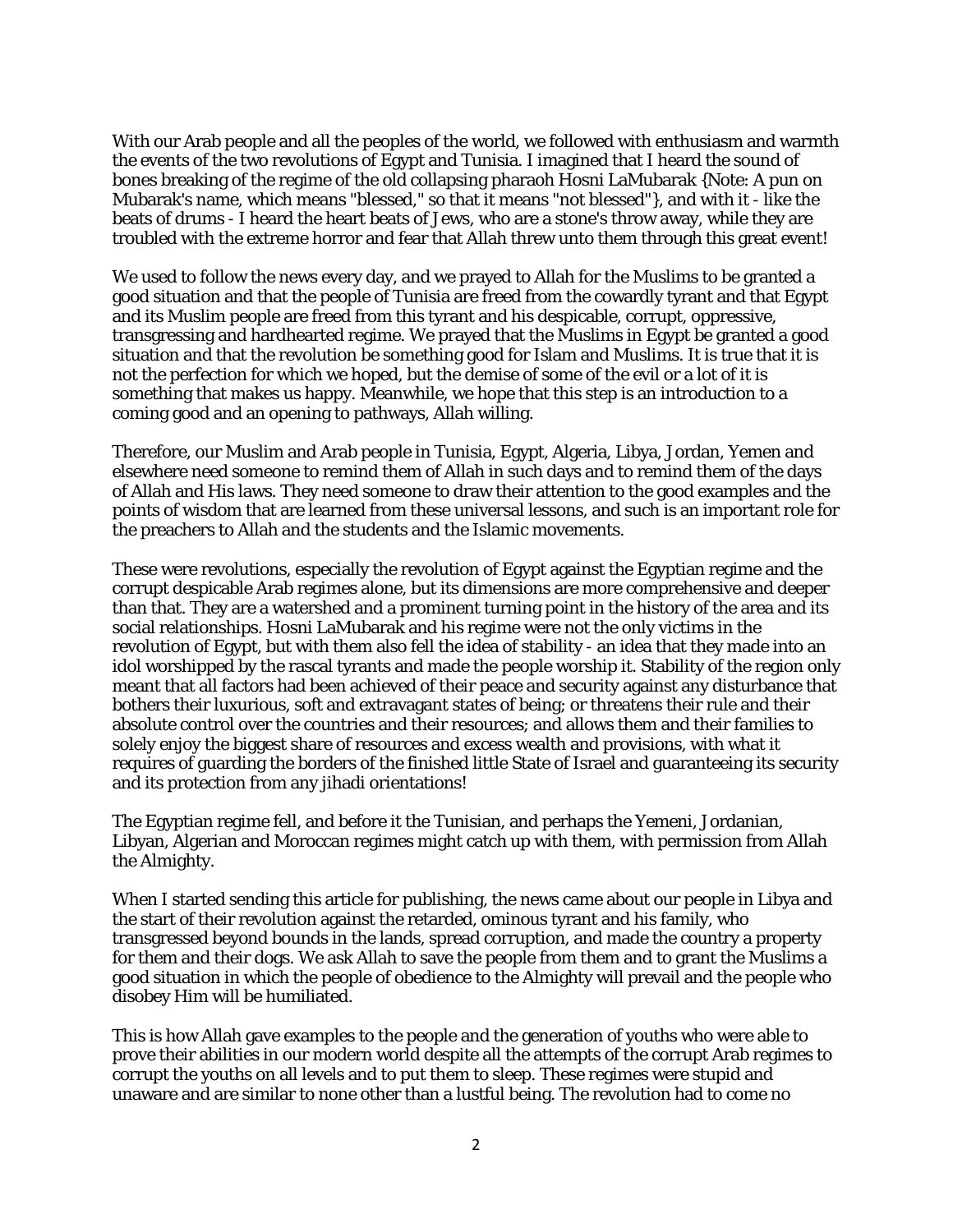With our Arab people and all the peoples of the world, we followed with enthusiasm and warmth the events of the two revolutions of Egypt and Tunisia. I imagined that I heard the sound of bones breaking of the regime of the old collapsing pharaoh Hosni LaMubarak {Note: A pun on Mubarak's name, which means "blessed," so that it means "not blessed"}, and with it - like the beats of drums - I heard the heart beats of Jews, who are a stone's throw away, while they are troubled with the extreme horror and fear that Allah threw unto them through this great event!

We used to follow the news every day, and we prayed to Allah for the Muslims to be granted a good situation and that the people of Tunisia are freed from the cowardly tyrant and that Egypt and its Muslim people are freed from this tyrant and his despicable, corrupt, oppressive, transgressing and hardhearted regime. We prayed that the Muslims in Egypt be granted a good situation and that the revolution be something good for Islam and Muslims. It is true that it is not the perfection for which we hoped, but the demise of some of the evil or a lot of it is something that makes us happy. Meanwhile, we hope that this step is an introduction to a coming good and an opening to pathways, Allah willing.

Therefore, our Muslim and Arab people in Tunisia, Egypt, Algeria, Libya, Jordan, Yemen and elsewhere need someone to remind them of Allah in such days and to remind them of the days of Allah and His laws. They need someone to draw their attention to the good examples and the points of wisdom that are learned from these universal lessons, and such is an important role for the preachers to Allah and the students and the Islamic movements.

These were revolutions, especially the revolution of Egypt against the Egyptian regime and the corrupt despicable Arab regimes alone, but its dimensions are more comprehensive and deeper than that. They are a watershed and a prominent turning point in the history of the area and its social relationships. Hosni LaMubarak and his regime were not the only victims in the revolution of Egypt, but with them also fell the idea of stability - an idea that they made into an idol worshipped by the rascal tyrants and made the people worship it. Stability of the region only meant that all factors had been achieved of their peace and security against any disturbance that bothers their luxurious, soft and extravagant states of being; or threatens their rule and their absolute control over the countries and their resources; and allows them and their families to solely enjoy the biggest share of resources and excess wealth and provisions, with what it requires of guarding the borders of the finished little State of Israel and guaranteeing its security and its protection from any jihadi orientations!

The Egyptian regime fell, and before it the Tunisian, and perhaps the Yemeni, Jordanian, Libyan, Algerian and Moroccan regimes might catch up with them, with permission from Allah the Almighty.

When I started sending this article for publishing, the news came about our people in Libya and the start of their revolution against the retarded, ominous tyrant and his family, who transgressed beyond bounds in the lands, spread corruption, and made the country a property for them and their dogs. We ask Allah to save the people from them and to grant the Muslims a good situation in which the people of obedience to the Almighty will prevail and the people who disobey Him will be humiliated.

This is how Allah gave examples to the people and the generation of youths who were able to prove their abilities in our modern world despite all the attempts of the corrupt Arab regimes to corrupt the youths on all levels and to put them to sleep. These regimes were stupid and unaware and are similar to none other than a lustful being. The revolution had to come no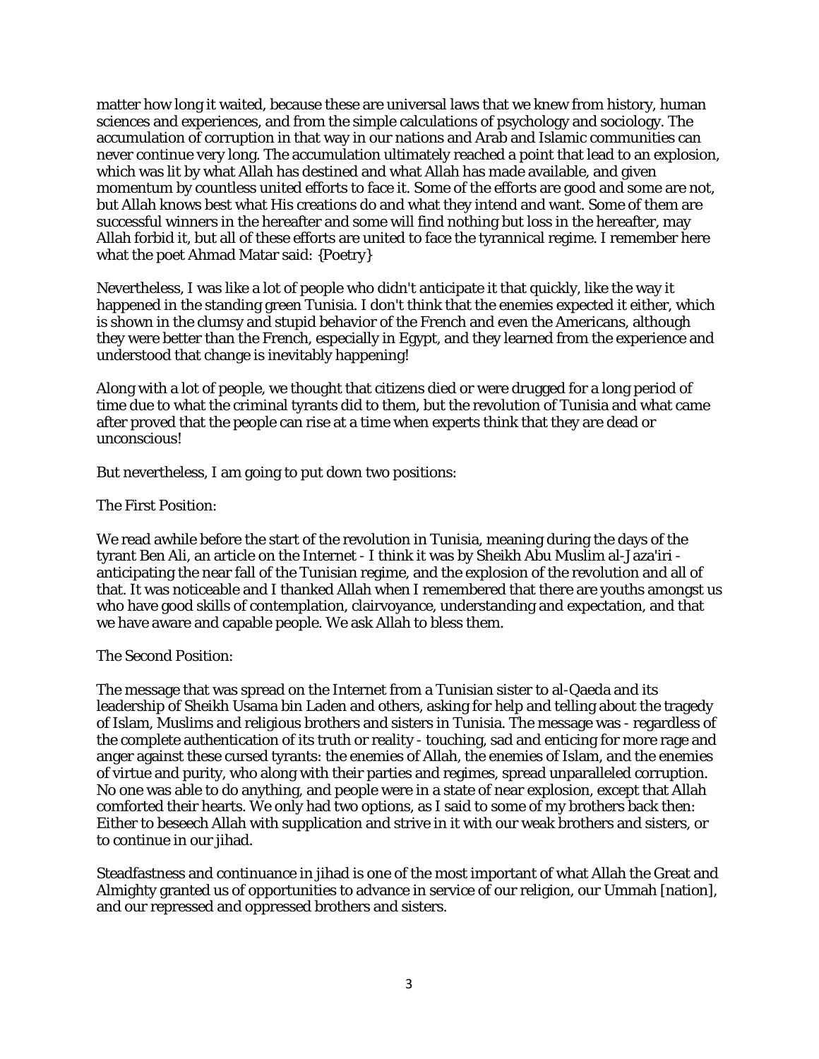matter how long it waited, because these are universal laws that we knew from history, human sciences and experiences, and from the simple calculations of psychology and sociology. The accumulation of corruption in that way in our nations and Arab and Islamic communities can never continue very long. The accumulation ultimately reached a point that lead to an explosion, which was lit by what Allah has destined and what Allah has made available, and given momentum by countless united efforts to face it. Some of the efforts are good and some are not, but Allah knows best what His creations do and what they intend and want. Some of them are successful winners in the hereafter and some will find nothing but loss in the hereafter, may Allah forbid it, but all of these efforts are united to face the tyrannical regime. I remember here what the poet Ahmad Matar said: {Poetry}

Nevertheless, I was like a lot of people who didn't anticipate it that quickly, like the way it happened in the standing green Tunisia. I don't think that the enemies expected it either, which is shown in the clumsy and stupid behavior of the French and even the Americans, although they were better than the French, especially in Egypt, and they learned from the experience and understood that change is inevitably happening!

Along with a lot of people, we thought that citizens died or were drugged for a long period of time due to what the criminal tyrants did to them, but the revolution of Tunisia and what came after proved that the people can rise at a time when experts think that they are dead or unconscious!

But nevertheless, I am going to put down two positions:

The First Position:

We read awhile before the start of the revolution in Tunisia, meaning during the days of the tyrant Ben Ali, an article on the Internet - I think it was by Sheikh Abu Muslim al-Jaza'iri - anticipating the near fall of the Tunisian regime, and the explosion of the revolution and all of that. It was noticeable and I thanked Allah when I remembered that there are youths amongst us who have good skills of contemplation, clairvoyance, understanding and expectation, and that we have aware and capable people. We ask Allah to bless them.

The Second Position:

The message that was spread on the Internet from a Tunisian sister to al-Qaeda and its leadership of Sheikh Usama bin Laden and others, asking for help and telling about the tragedy of Islam, Muslims and religious brothers and sisters in Tunisia. The message was - regardless of the complete authentication of its truth or reality - touching, sad and enticing for more rage and anger against these cursed tyrants: the enemies of Allah, the enemies of Islam, and the enemies of virtue and purity, who along with their parties and regimes, spread unparalleled corruption. No one was able to do anything, and people were in a state of near explosion, except that Allah comforted their hearts. We only had two options, as I said to some of my brothers back then: Either to beseech Allah with supplication and strive in it with our weak brothers and sisters, or to continue in our jihad.

Steadfastness and continuance in jihad is one of the most important of what Allah the Great and Almighty granted us of opportunities to advance in service of our religion, our Ummah [nation], and our repressed and oppressed brothers and sisters.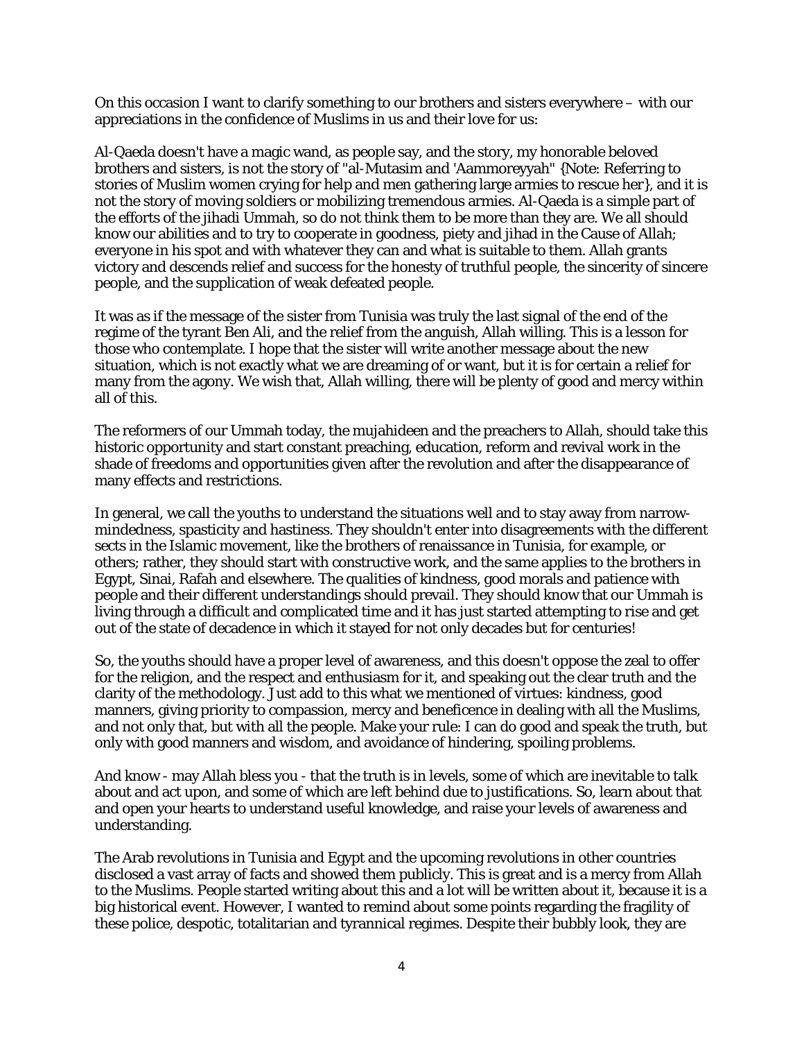On this occasion I want to clarify something to our brothers and sisters everywhere – with our appreciations in the confidence of Muslims in us and their love for us:

Al-Qaeda doesn't have a magic wand, as people say, and the story, my honorable beloved brothers and sisters, is not the story of "al-Mutasim and 'Aammoreyyah" {Note: Referring to stories of Muslim women crying for help and men gathering large armies to rescue her}, and it is not the story of moving soldiers or mobilizing tremendous armies. Al-Qaeda is a simple part of the efforts of the jihadi Ummah, so do not think them to be more than they are. We all should know our abilities and to try to cooperate in goodness, piety and jihad in the Cause of Allah; everyone in his spot and with whatever they can and what is suitable to them. Allah grants victory and descends relief and success for the honesty of truthful people, the sincerity of sincere people, and the supplication of weak defeated people.

It was as if the message of the sister from Tunisia was truly the last signal of the end of the regime of the tyrant Ben Ali, and the relief from the anguish, Allah willing. This is a lesson for those who contemplate. I hope that the sister will write another message about the new situation, which is not exactly what we are dreaming of or want, but it is for certain a relief for many from the agony. We wish that, Allah willing, there will be plenty of good and mercy within all of this.

The reformers of our Ummah today, the mujahideen and the preachers to Allah, should take this historic opportunity and start constant preaching, education, reform and revival work in the shade of freedoms and opportunities given after the revolution and after the disappearance of many effects and restrictions.

In general, we call the youths to understand the situations well and to stay away from narrow-mindedness, spasticity and hastiness. They shouldn't enter into disagreements with the different sects in the Islamic movement, like the brothers of renaissance in Tunisia, for example, or others; rather, they should start with constructive work, and the same applies to the brothers in Egypt, Sinai, Rafah and elsewhere. The qualities of kindness, good morals and patience with people and their different understandings should prevail. They should know that our Ummah is living through a difficult and complicated time and it has just started attempting to rise and get out of the state of decadence in which it stayed for not only decades but for centuries!

So, the youths should have a proper level of awareness, and this doesn't oppose the zeal to offer for the religion, and the respect and enthusiasm for it, and speaking out the clear truth and the clarity of the methodology. Just add to this what we mentioned of virtues: kindness, good manners, giving priority to compassion, mercy and beneficence in dealing with all the Muslims, and not only that, but with all the people. Make your rule: I can do good and speak the truth, but only with good manners and wisdom, and avoidance of hindering, spoiling problems.

And know - may Allah bless you - that the truth is in levels, some of which are inevitable to talk about and act upon, and some of which are left behind due to justifications. So, learn about that and open your hearts to understand useful knowledge, and raise your levels of awareness and understanding.

The Arab revolutions in Tunisia and Egypt and the upcoming revolutions in other countries disclosed a vast array of facts and showed them publicly. This is great and is a mercy from Allah to the Muslims. People started writing about this and a lot will be written about it, because it is a big historical event. However, I wanted to remind about some points regarding the fragility of these police, despotic, totalitarian and tyrannical regimes. Despite their bubbly look, they are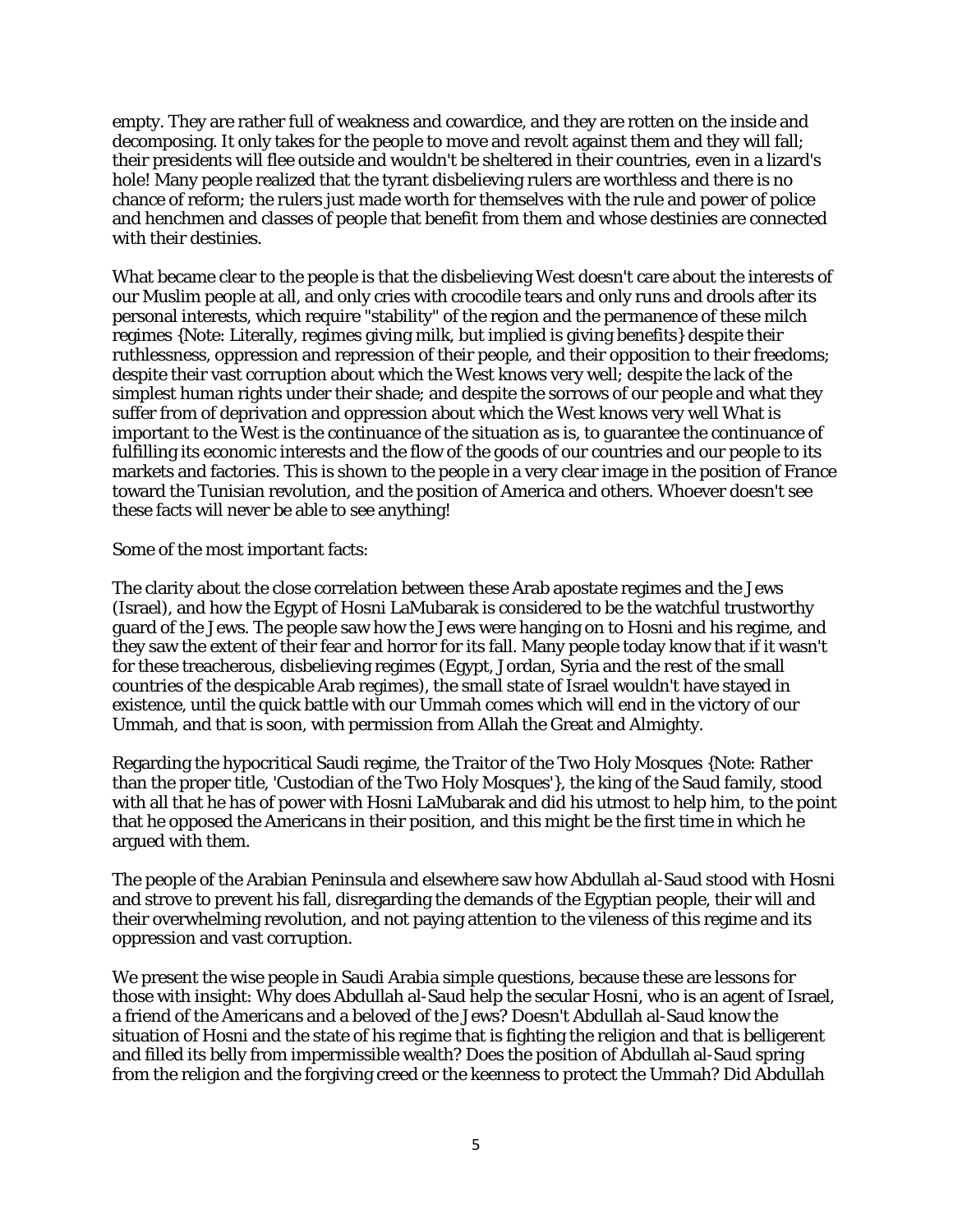empty. They are rather full of weakness and cowardice, and they are rotten on the inside and decomposing. It only takes for the people to move and revolt against them and they will fall; their presidents will flee outside and wouldn't be sheltered in their countries, even in a lizard's hole! Many people realized that the tyrant disbelieving rulers are worthless and there is no chance of reform; the rulers just made worth for themselves with the rule and power of police and henchmen and classes of people that benefit from them and whose destinies are connected with their destinies.

What became clear to the people is that the disbelieving West doesn't care about the interests of our Muslim people at all, and only cries with crocodile tears and only runs and drools after its personal interests, which require "stability" of the region and the permanence of these milch regimes {Note: Literally, regimes giving milk, but implied is giving benefits} despite their ruthlessness, oppression and repression of their people, and their opposition to their freedoms; despite their vast corruption about which the West knows very well; despite the lack of the simplest human rights under their shade; and despite the sorrows of our people and what they suffer from of deprivation and oppression about which the West knows very well What is important to the West is the continuance of the situation as is, to guarantee the continuance of fulfilling its economic interests and the flow of the goods of our countries and our people to its markets and factories. This is shown to the people in a very clear image in the position of France toward the Tunisian revolution, and the position of America and others. Whoever doesn't see these facts will never be able to see anything!

Some of the most important facts:

The clarity about the close correlation between these Arab apostate regimes and the Jews (Israel), and how the Egypt of Hosni LaMubarak is considered to be the watchful trustworthy guard of the Jews. The people saw how the Jews were hanging on to Hosni and his regime, and they saw the extent of their fear and horror for its fall. Many people today know that if it wasn't for these treacherous, disbelieving regimes (Egypt, Jordan, Syria and the rest of the small countries of the despicable Arab regimes), the small state of Israel wouldn't have stayed in existence, until the quick battle with our Ummah comes which will end in the victory of our Ummah, and that is soon, with permission from Allah the Great and Almighty.

Regarding the hypocritical Saudi regime, the Traitor of the Two Holy Mosques {Note: Rather than the proper title, 'Custodian of the Two Holy Mosques'}, the king of the Saud family, stood with all that he has of power with Hosni LaMubarak and did his utmost to help him, to the point that he opposed the Americans in their position, and this might be the first time in which he argued with them.

The people of the Arabian Peninsula and elsewhere saw how Abdullah al-Saud stood with Hosni and strove to prevent his fall, disregarding the demands of the Egyptian people, their will and their overwhelming revolution, and not paying attention to the vileness of this regime and its oppression and vast corruption.

We present the wise people in Saudi Arabia simple questions, because these are lessons for those with insight: Why does Abdullah al-Saud help the secular Hosni, who is an agent of Israel, a friend of the Americans and a beloved of the Jews? Doesn't Abdullah al-Saud know the situation of Hosni and the state of his regime that is fighting the religion and that is belligerent and filled its belly from impermissible wealth? Does the position of Abdullah al-Saud spring from the religion and the forgiving creed or the keenness to protect the Ummah? Did Abdullah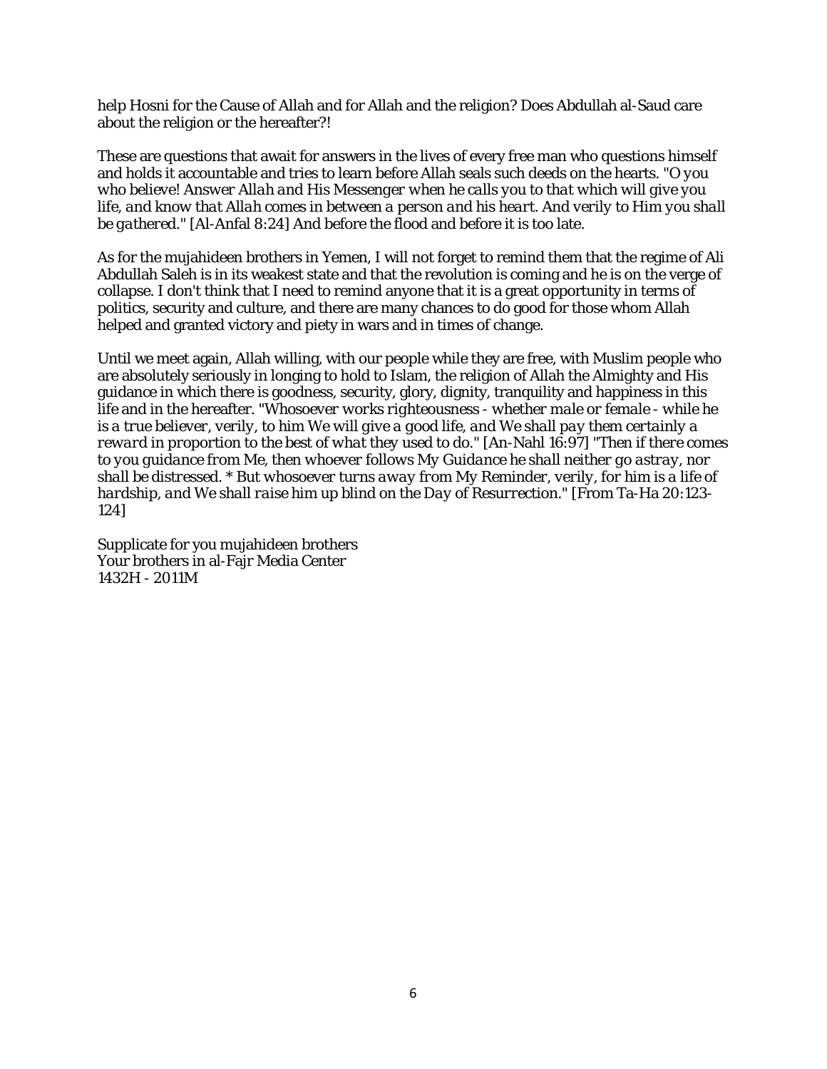help Hosni for the Cause of Allah and for Allah and the religion? Does Abdullah al-Saud care about the religion or the hereafter?!

These are questions that await for answers in the lives of every free man who questions himself and holds it accountable and tries to learn before Allah seals such deeds on the hearts. "*O you who believe! Answer Allah and His Messenger when he calls you to that which will give you life, and know that Allah comes in between a person and his heart. And verily to Him you shall be gathered.*" [Al-Anfal 8:24] And before the flood and before it is too late.

As for the mujahideen brothers in Yemen, I will not forget to remind them that the regime of Ali Abdullah Saleh is in its weakest state and that the revolution is coming and he is on the verge of collapse. I don't think that I need to remind anyone that it is a great opportunity in terms of politics, security and culture, and there are many chances to do good for those whom Allah helped and granted victory and piety in wars and in times of change.

Until we meet again, Allah willing, with our people while they are free, with Muslim people who are absolutely seriously in longing to hold to Islam, the religion of Allah the Almighty and His guidance in which there is goodness, security, glory, dignity, tranquility and happiness in this life and in the hereafter. "*Whosoever works righteousness - whether male or female - while he is a true believer, verily, to him We will give a good life, and We shall pay them certainly a reward in proportion to the best of what they used to do.*" [An-Nahl 16:97] "*Then if there comes to you guidance from Me, then whoever follows My Guidance he shall neither go astray, nor shall be distressed. * But whosoever turns away from My Reminder, verily, for him is a life of hardship, and We shall raise him up blind on the Day of Resurrection.*" [From Ta-Ha 20:123-124]

Supplicate for you mujahideen brothers
Your brothers in al-Fajr Media Center
1432H - 2011M